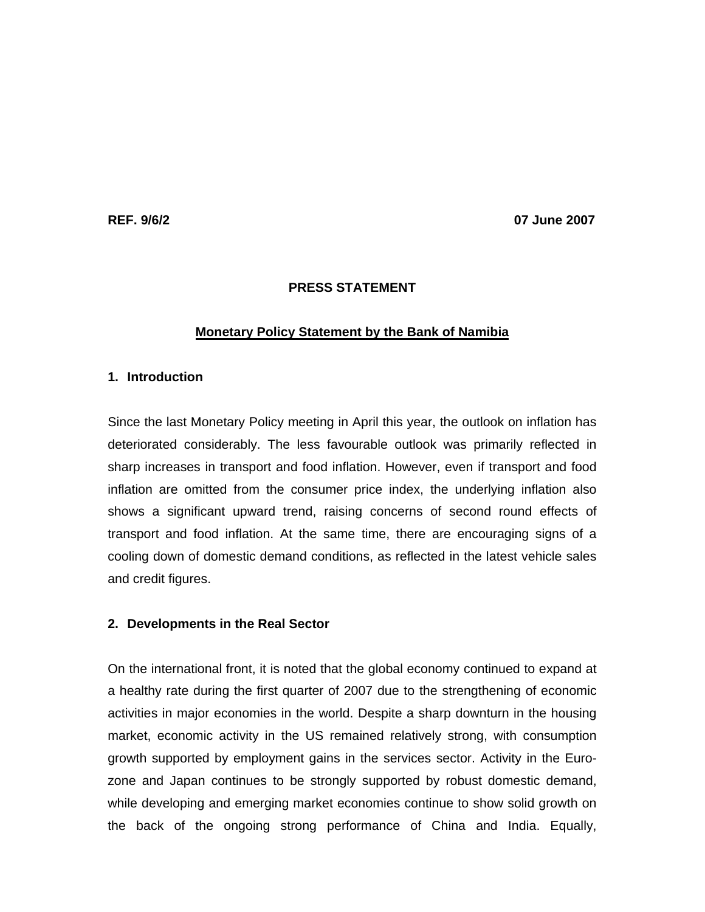**REF. 9/6/2** **07 June 2007**

**PRESS STATEMENT**

**Monetary Policy Statement by the Bank of Namibia**

## 1. Introduction

Since the last Monetary Policy meeting in April this year, the outlook on inflation has deteriorated considerably. The less favourable outlook was primarily reflected in sharp increases in transport and food inflation. However, even if transport and food inflation are omitted from the consumer price index, the underlying inflation also shows a significant upward trend, raising concerns of second round effects of transport and food inflation. At the same time, there are encouraging signs of a cooling down of domestic demand conditions, as reflected in the latest vehicle sales and credit figures.

## 2. Developments in the Real Sector

On the international front, it is noted that the global economy continued to expand at a healthy rate during the first quarter of 2007 due to the strengthening of economic activities in major economies in the world. Despite a sharp downturn in the housing market, economic activity in the US remained relatively strong, with consumption growth supported by employment gains in the services sector. Activity in the Euro-zone and Japan continues to be strongly supported by robust domestic demand, while developing and emerging market economies continue to show solid growth on the back of the ongoing strong performance of China and India. Equally,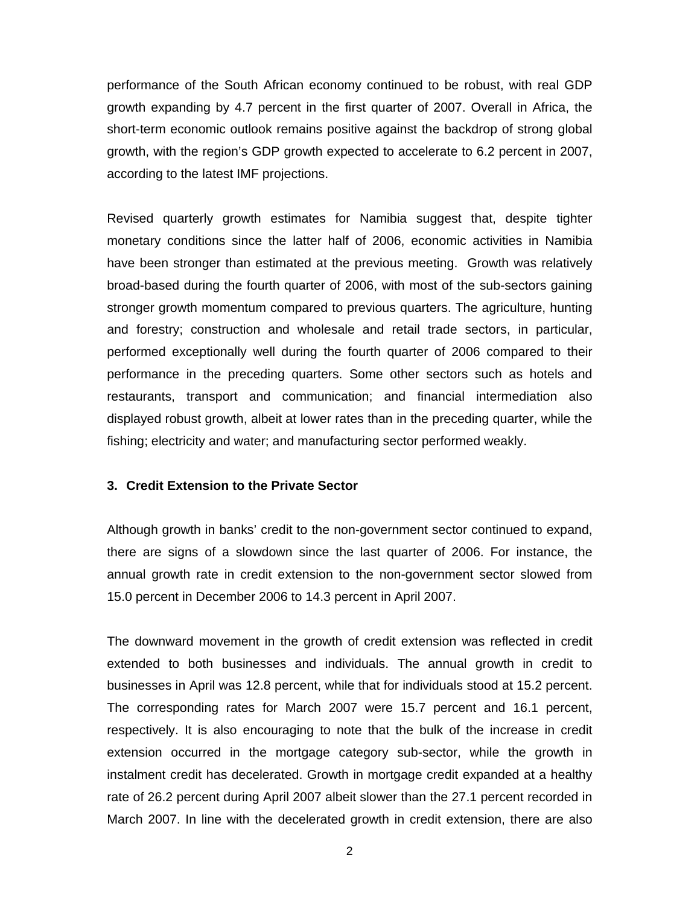performance of the South African economy continued to be robust, with real GDP growth expanding by 4.7 percent in the first quarter of 2007. Overall in Africa, the short-term economic outlook remains positive against the backdrop of strong global growth, with the region's GDP growth expected to accelerate to 6.2 percent in 2007, according to the latest IMF projections.

Revised quarterly growth estimates for Namibia suggest that, despite tighter monetary conditions since the latter half of 2006, economic activities in Namibia have been stronger than estimated at the previous meeting. Growth was relatively broad-based during the fourth quarter of 2006, with most of the sub-sectors gaining stronger growth momentum compared to previous quarters. The agriculture, hunting and forestry; construction and wholesale and retail trade sectors, in particular, performed exceptionally well during the fourth quarter of 2006 compared to their performance in the preceding quarters. Some other sectors such as hotels and restaurants, transport and communication; and financial intermediation also displayed robust growth, albeit at lower rates than in the preceding quarter, while the fishing; electricity and water; and manufacturing sector performed weakly.

### 3. Credit Extension to the Private Sector

Although growth in banks' credit to the non-government sector continued to expand, there are signs of a slowdown since the last quarter of 2006. For instance, the annual growth rate in credit extension to the non-government sector slowed from 15.0 percent in December 2006 to 14.3 percent in April 2007.

The downward movement in the growth of credit extension was reflected in credit extended to both businesses and individuals. The annual growth in credit to businesses in April was 12.8 percent, while that for individuals stood at 15.2 percent. The corresponding rates for March 2007 were 15.7 percent and 16.1 percent, respectively. It is also encouraging to note that the bulk of the increase in credit extension occurred in the mortgage category sub-sector, while the growth in instalment credit has decelerated. Growth in mortgage credit expanded at a healthy rate of 26.2 percent during April 2007 albeit slower than the 27.1 percent recorded in March 2007. In line with the decelerated growth in credit extension, there are also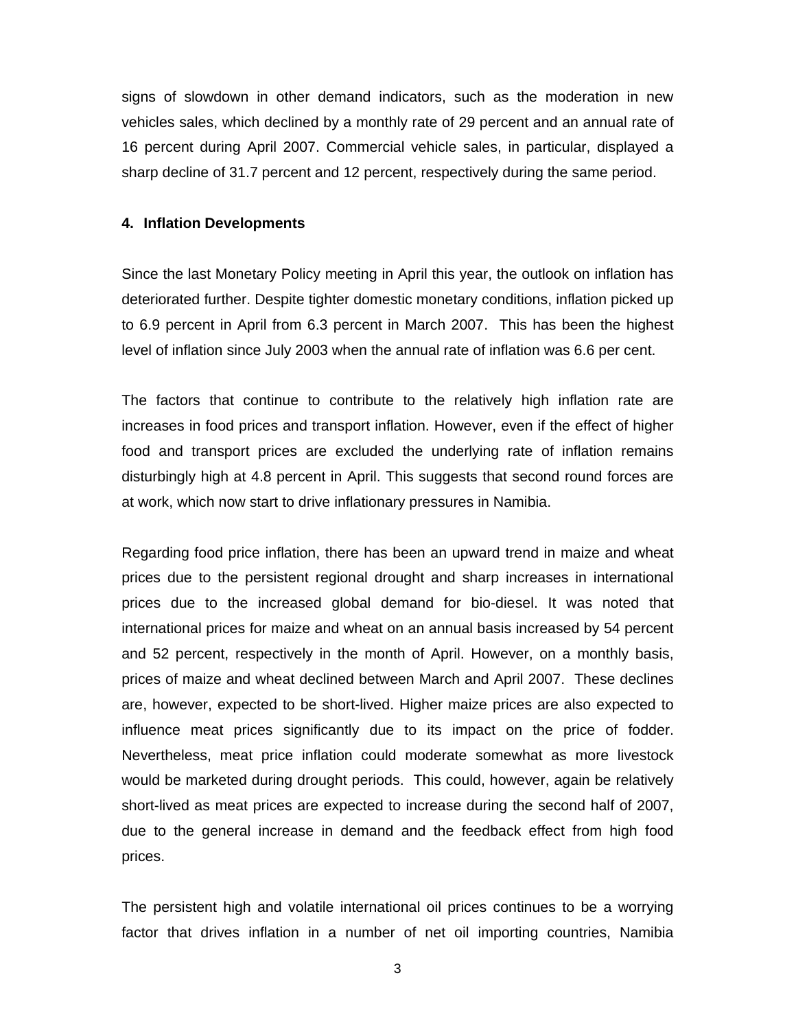signs of slowdown in other demand indicators, such as the moderation in new vehicles sales, which declined by a monthly rate of 29 percent and an annual rate of 16 percent during April 2007. Commercial vehicle sales, in particular, displayed a sharp decline of 31.7 percent and 12 percent, respectively during the same period.

## 4. Inflation Developments

Since the last Monetary Policy meeting in April this year, the outlook on inflation has deteriorated further. Despite tighter domestic monetary conditions, inflation picked up to 6.9 percent in April from 6.3 percent in March 2007. This has been the highest level of inflation since July 2003 when the annual rate of inflation was 6.6 per cent.

The factors that continue to contribute to the relatively high inflation rate are increases in food prices and transport inflation. However, even if the effect of higher food and transport prices are excluded the underlying rate of inflation remains disturbingly high at 4.8 percent in April. This suggests that second round forces are at work, which now start to drive inflationary pressures in Namibia.

Regarding food price inflation, there has been an upward trend in maize and wheat prices due to the persistent regional drought and sharp increases in international prices due to the increased global demand for bio-diesel. It was noted that international prices for maize and wheat on an annual basis increased by 54 percent and 52 percent, respectively in the month of April. However, on a monthly basis, prices of maize and wheat declined between March and April 2007. These declines are, however, expected to be short-lived. Higher maize prices are also expected to influence meat prices significantly due to its impact on the price of fodder. Nevertheless, meat price inflation could moderate somewhat as more livestock would be marketed during drought periods. This could, however, again be relatively short-lived as meat prices are expected to increase during the second half of 2007, due to the general increase in demand and the feedback effect from high food prices.

The persistent high and volatile international oil prices continues to be a worrying factor that drives inflation in a number of net oil importing countries, Namibia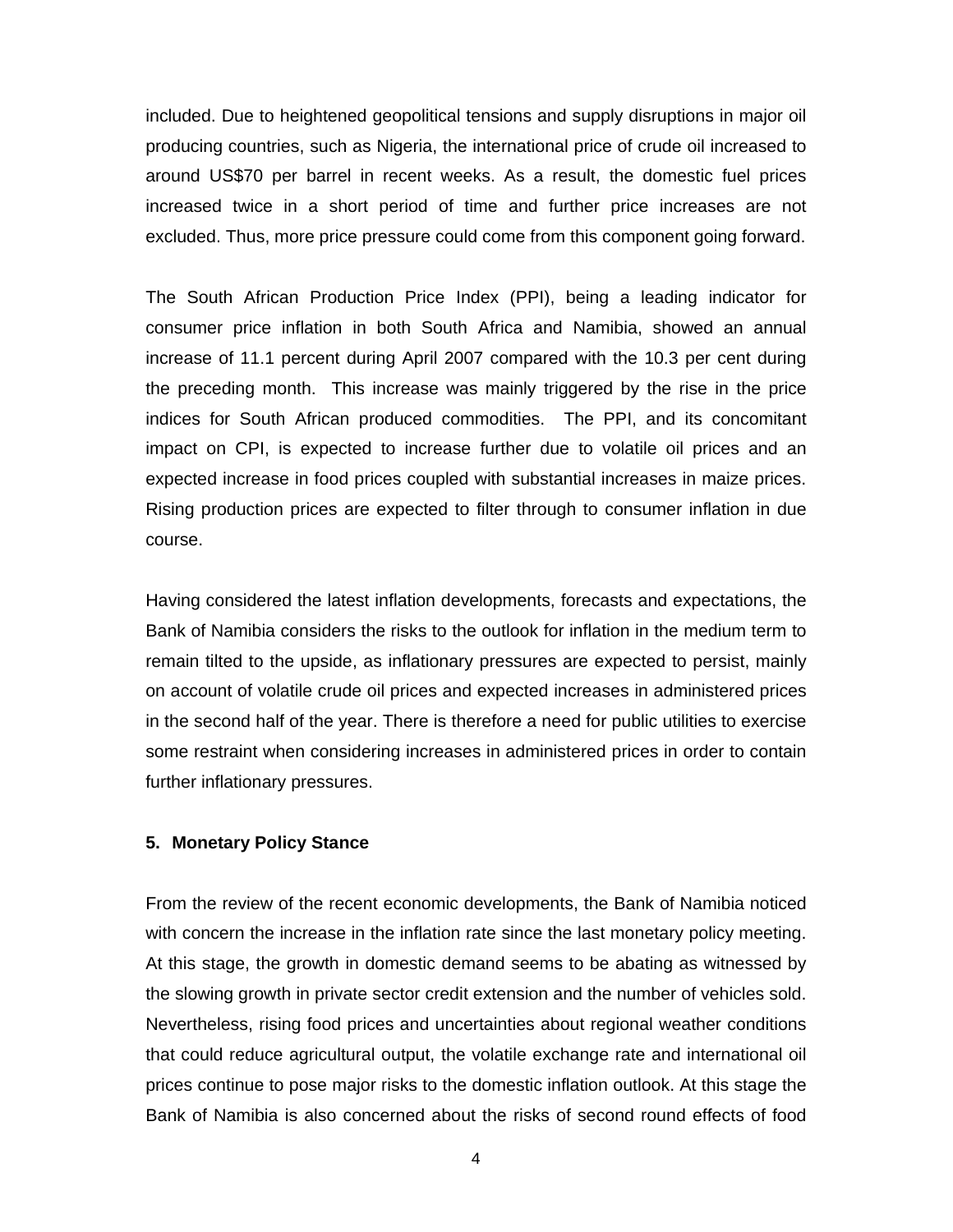included. Due to heightened geopolitical tensions and supply disruptions in major oil producing countries, such as Nigeria, the international price of crude oil increased to around US$70 per barrel in recent weeks. As a result, the domestic fuel prices increased twice in a short period of time and further price increases are not excluded. Thus, more price pressure could come from this component going forward.

The South African Production Price Index (PPI), being a leading indicator for consumer price inflation in both South Africa and Namibia, showed an annual increase of 11.1 percent during April 2007 compared with the 10.3 per cent during the preceding month. This increase was mainly triggered by the rise in the price indices for South African produced commodities. The PPI, and its concomitant impact on CPI, is expected to increase further due to volatile oil prices and an expected increase in food prices coupled with substantial increases in maize prices. Rising production prices are expected to filter through to consumer inflation in due course.

Having considered the latest inflation developments, forecasts and expectations, the Bank of Namibia considers the risks to the outlook for inflation in the medium term to remain tilted to the upside, as inflationary pressures are expected to persist, mainly on account of volatile crude oil prices and expected increases in administered prices in the second half of the year. There is therefore a need for public utilities to exercise some restraint when considering increases in administered prices in order to contain further inflationary pressures.

## 5. Monetary Policy Stance

From the review of the recent economic developments, the Bank of Namibia noticed with concern the increase in the inflation rate since the last monetary policy meeting. At this stage, the growth in domestic demand seems to be abating as witnessed by the slowing growth in private sector credit extension and the number of vehicles sold. Nevertheless, rising food prices and uncertainties about regional weather conditions that could reduce agricultural output, the volatile exchange rate and international oil prices continue to pose major risks to the domestic inflation outlook. At this stage the Bank of Namibia is also concerned about the risks of second round effects of food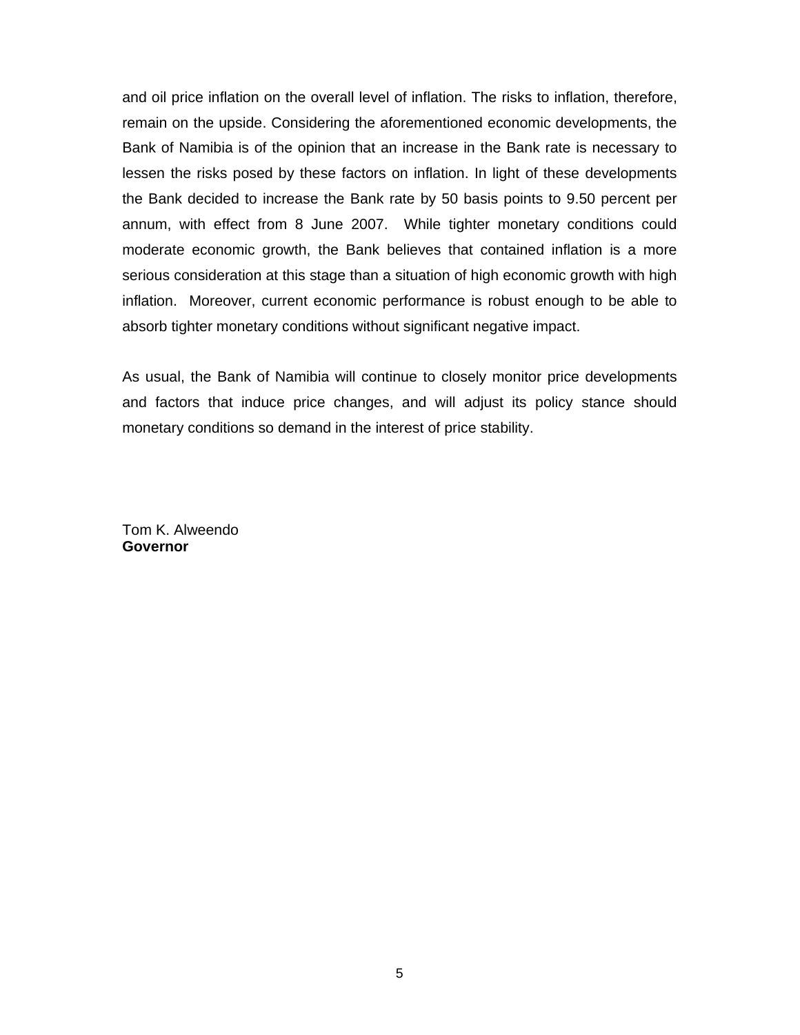and oil price inflation on the overall level of inflation. The risks to inflation, therefore, remain on the upside. Considering the aforementioned economic developments, the Bank of Namibia is of the opinion that an increase in the Bank rate is necessary to lessen the risks posed by these factors on inflation. In light of these developments the Bank decided to increase the Bank rate by 50 basis points to 9.50 percent per annum, with effect from 8 June 2007. While tighter monetary conditions could moderate economic growth, the Bank believes that contained inflation is a more serious consideration at this stage than a situation of high economic growth with high inflation. Moreover, current economic performance is robust enough to be able to absorb tighter monetary conditions without significant negative impact.

As usual, the Bank of Namibia will continue to closely monitor price developments and factors that induce price changes, and will adjust its policy stance should monetary conditions so demand in the interest of price stability.

Tom K. Alweendo
**Governor**